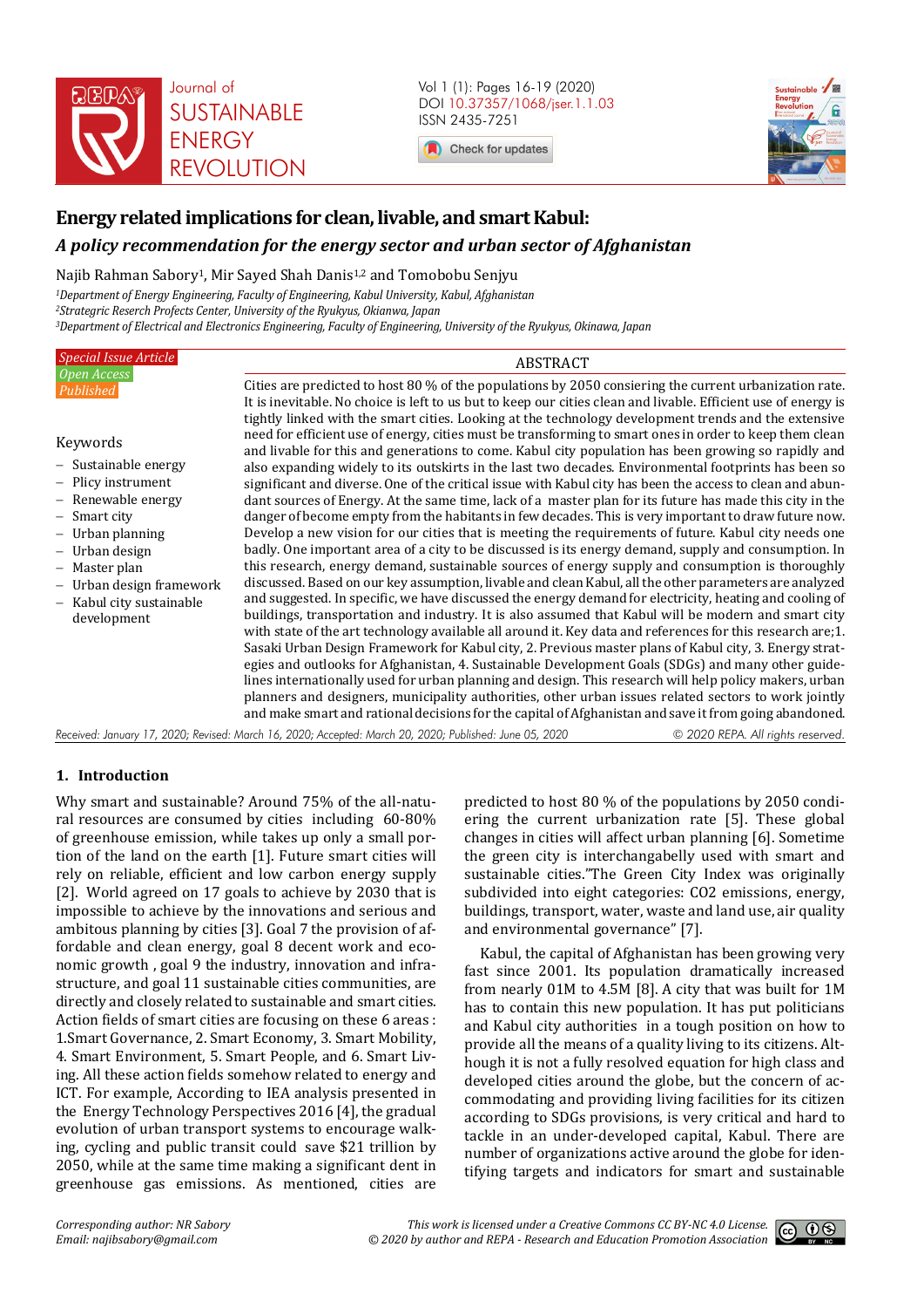# Energy related implications for clean, livable, and smart Kabul:

## *A policy recommendation for the energy sector and urban sector of Afghanistan*

Najib Rahman Sabory[1], Mir Sayed Shah Danis[1,2] and Tomobobu Senjyu

[1]*Department of Energy Engineering, Faculty of Engineering, Kabul University, Kabul, Afghanistan*
[2]*Strategric Research Profects Center, University of the Ryukyus, Okianwa, Japan*
[3]*Department of Electrical and Electronics Engineering, Faculty of Engineering, University of the Ryukyus, Okinawa, Japan*

*Special Issue Article*
*Open Access*
*Published*

**Keywords**

- Sustainable energy
- Plicy instrument
- Renewable energy
- Smart city
- Urban planning
- Urban design
- Master plan
- Urban design framework
- Kabul city sustainable development

**ABSTRACT**

Cities are predicted to host 80 % of the populations by 2050 consiering the current urbanization rate. It is inevitable. No choice is left to us but to keep our cities clean and livable. Efficient use of energy is tightly linked with the smart cities. Looking at the technology development trends and the extensive need for efficient use of energy, cities must be transforming to smart ones in order to keep them clean and livable for this and generations to come. Kabul city population has been growing so rapidly and also expanding widely to its outskirts in the last two decades. Environmental footprints has been so significant and diverse. One of the critical issue with Kabul city has been the access to clean and abundant sources of Energy. At the same time, lack of a master plan for its future has made this city in the danger of become empty from the habitants in few decades. This is very important to draw future now. Develop a new vision for our cities that is meeting the requirements of future. Kabul city needs one badly. One important area of a city to be discussed is its energy demand, supply and consumption. In this research, energy demand, sustainable sources of energy supply and consumption is thoroughly discussed. Based on our key assumption, livable and clean Kabul, all the other parameters are analyzed and suggested. In specific, we have discussed the energy demand for electricity, heating and cooling of buildings, transportation and industry. It is also assumed that Kabul will be modern and smart city with state of the art technology available all around it. Key data and references for this research are;1. Sasaki Urban Design Framework for Kabul city, 2. Previous master plans of Kabul city, 3. Energy strategies and outlooks for Afghanistan, 4. Sustainable Development Goals (SDGs) and many other guidelines internationally used for urban planning and design. This research will help policy makers, urban planners and designers, municipality authorities, other urban issues related sectors to work jointly and make smart and rational decisions for the capital of Afghanistan and save it from going abandoned.

*Received: January 17, 2020; Revised: March 16, 2020; Accepted: March 20, 2020; Published: June 05, 2020* *© 2020 REPA. All rights reserved.*

## 1. Introduction

Why smart and sustainable? Around 75% of the all-natural resources are consumed by cities including 60-80% of greenhouse emission, while takes up only a small portion of the land on the earth [1]. Future smart cities will rely on reliable, efficient and low carbon energy supply [2]. World agreed on 17 goals to achieve by 2030 that is impossible to achieve by the innovations and serious and ambitous planning by cities [3]. Goal 7 the provision of affordable and clean energy, goal 8 decent work and economic growth , goal 9 the industry, innovation and infrastructure, and goal 11 sustainable cities communities, are directly and closely related to sustainable and smart cities. Action fields of smart cities are focusing on these 6 areas : 1.Smart Governance, 2. Smart Economy, 3. Smart Mobility, 4. Smart Environment, 5. Smart People, and 6. Smart Living. All these action fields somehow related to energy and ICT. For example, According to IEA analysis presented in the Energy Technology Perspectives 2016 [4], the gradual evolution of urban transport systems to encourage walking, cycling and public transit could save $21 trillion by 2050, while at the same time making a significant dent in greenhouse gas emissions. As mentioned, cities are predicted to host 80 % of the populations by 2050 condiering the current urbanization rate [5]. These global changes in cities will affect urban planning [6]. Sometime the green city is interchangabelly used with smart and sustainable cities."The Green City Index was originally subdivided into eight categories: CO2 emissions, energy, buildings, transport, water, waste and land use, air quality and environmental governance" [7].

Kabul, the capital of Afghanistan has been growing very fast since 2001. Its population dramatically increased from nearly 01M to 4.5M [8]. A city that was built for 1M has to contain this new population. It has put politicians and Kabul city authorities in a tough position on how to provide all the means of a quality living to its citizens. Although it is not a fully resolved equation for high class and developed cities around the globe, but the concern of accommodating and providing living facilities for its citizen according to SDGs provisions, is very critical and hard to tackle in an under-developed capital, Kabul. There are number of organizations active around the globe for identifying targets and indicators for smart and sustainable

*Corresponding author: NR Sabory*
*Email: najibsabory@gmail.com*

*This work is licensed under a Creative Commons CC BY-NC 4.0 License.*
*© 2020 by author and REPA - Research and Education Promotion Association*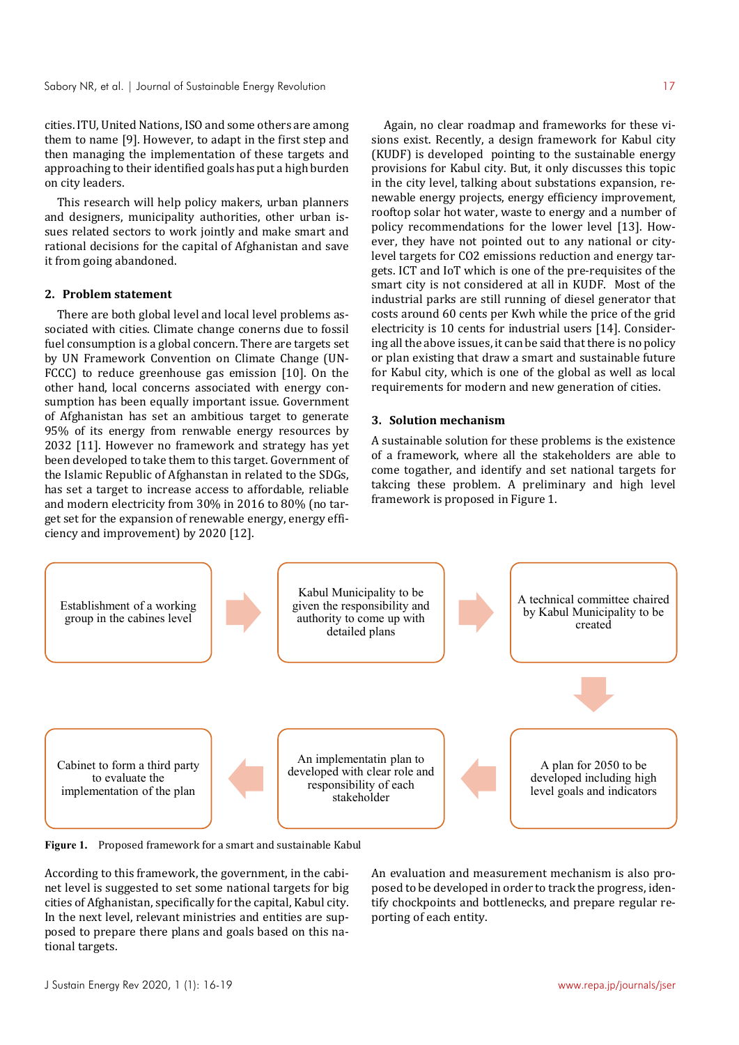cities. ITU, United Nations, ISO and some others are among them to name [9]. However, to adapt in the first step and then managing the implementation of these targets and approaching to their identified goals has put a high burden on city leaders.

This research will help policy makers, urban planners and designers, municipality authorities, other urban issues related sectors to work jointly and make smart and rational decisions for the capital of Afghanistan and save it from going abandoned.

## 2. Problem statement

There are both global level and local level problems associated with cities. Climate change conerns due to fossil fuel consumption is a global concern. There are targets set by UN Framework Convention on Climate Change (UNFCCC) to reduce greenhouse gas emission [10]. On the other hand, local concerns associated with energy consumption has been equally important issue. Government of Afghanistan has set an ambitious target to generate 95% of its energy from renwable energy resources by 2032 [11]. However no framework and strategy has yet been developed to take them to this target. Government of the Islamic Republic of Afghanistan in related to the SDGs, has set a target to increase access to affordable, reliable and modern electricity from 30% in 2016 to 80% (no target set for the expansion of renewable energy, energy efficiency and improvement) by 2020 [12].

Again, no clear roadmap and frameworks for these visions exist. Recently, a design framework for Kabul city (KUDF) is developed pointing to the sustainable energy provisions for Kabul city. But, it only discusses this topic in the city level, talking about substations expansion, renewable energy projects, energy efficiency improvement, rooftop solar hot water, waste to energy and a number of policy recommendations for the lower level [13]. However, they have not pointed out to any national or city-level targets for CO2 emissions reduction and energy targets. ICT and IoT which is one of the pre-requisites of the smart city is not considered at all in KUDF. Most of the industrial parks are still running of diesel generator that costs around 60 cents per Kwh while the price of the grid electricity is 10 cents for industrial users [14]. Considering all the above issues, it can be said that there is no policy or plan existing that draw a smart and sustainable future for Kabul city, which is one of the global as well as local requirements for modern and new generation of cities.

## 3. Solution mechanism

A sustainable solution for these problems is the existence of a framework, where all the stakeholders are able to come togather, and identify and set national targets for takcing these problem. A preliminary and high level framework is proposed in Figure 1.

Establishment of a working group in the cabines level → Kabul Municipality to be given the responsibility and authority to come up with detailed plans → A technical committee chaired by Kabul Municipality to be created → A plan for 2050 to be developed including high level goals and indicators → An implementatin plan to developed with clear role and responsibility of each stakeholder → Cabinet to form a third party to evaluate the implementation of the plan

**Figure 1.** Proposed framework for a smart and sustainable Kabul

According to this framework, the government, in the cabinet level is suggested to set some national targets for big cities of Afghanistan, specifically for the capital, Kabul city. In the next level, relevant ministries and entities are supposed to prepare there plans and goals based on this national targets.

An evaluation and measurement mechanism is also proposed to be developed in order to track the progress, identify checkpoints and bottlenecks, and prepare regular reporting of each entity.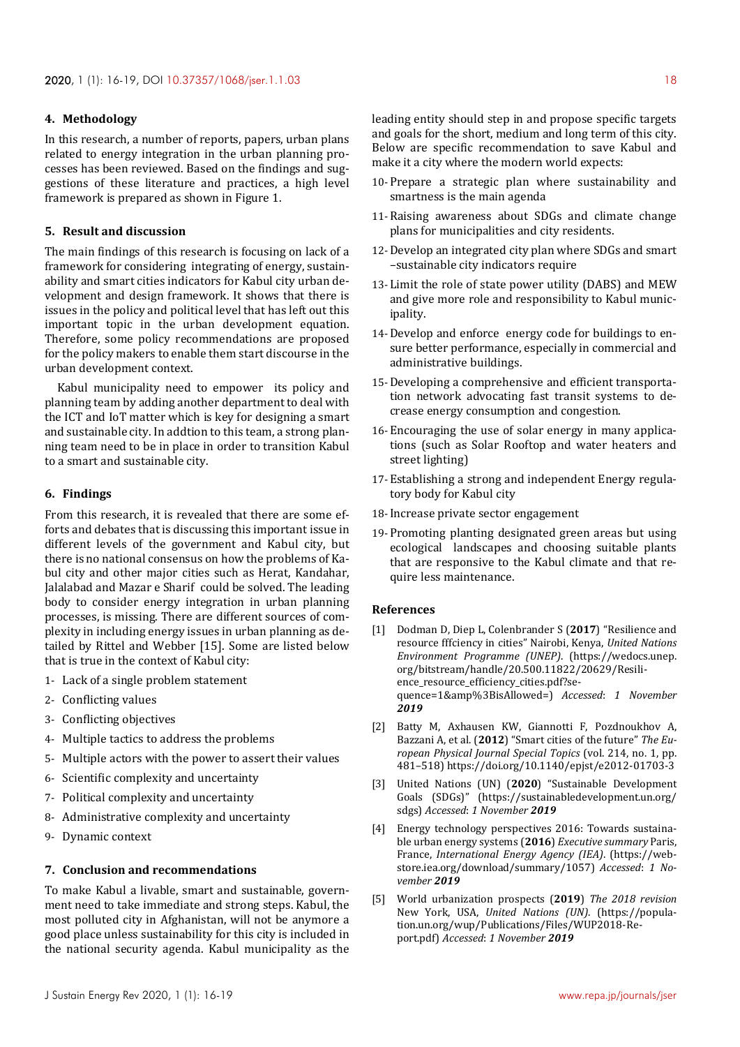## 4. Methodology

In this research, a number of reports, papers, urban plans related to energy integration in the urban planning processes has been reviewed. Based on the findings and suggestions of these literature and practices, a high level framework is prepared as shown in Figure 1.

## 5. Result and discussion

The main findings of this research is focusing on lack of a framework for considering integrating of energy, sustainability and smart cities indicators for Kabul city urban development and design framework. It shows that there is issues in the policy and political level that has left out this important topic in the urban development equation. Therefore, some policy recommendations are proposed for the policy makers to enable them start discourse in the urban development context.

Kabul municipality need to empower its policy and planning team by adding another department to deal with the ICT and IoT matter which is key for designing a smart and sustainable city. In addtion to this team, a strong planning team need to be in place in order to transition Kabul to a smart and sustainable city.

## 6. Findings

From this research, it is revealed that there are some efforts and debates that is discussing this important issue in different levels of the government and Kabul city, but there is no national consensus on how the problems of Kabul city and other major cities such as Herat, Kandahar, Jalalabad and Mazar e Sharif could be solved. The leading body to consider energy integration in urban planning processes, is missing. There are different sources of complexity in including energy issues in urban planning as detailed by Rittel and Webber [15]. Some are listed below that is true in the context of Kabul city:

1- Lack of a single problem statement
2- Conflicting values
3- Conflicting objectives
4- Multiple tactics to address the problems
5- Multiple actors with the power to assert their values
6- Scientific complexity and uncertainty
7- Political complexity and uncertainty
8- Administrative complexity and uncertainty
9- Dynamic context

## 7. Conclusion and recommendations

To make Kabul a livable, smart and sustainable, government need to take immediate and strong steps. Kabul, the most polluted city in Afghanistan, will not be anymore a good place unless sustainability for this city is included in the national security agenda. Kabul municipality as the leading entity should step in and propose specific targets and goals for the short, medium and long term of this city. Below are specific recommendation to save Kabul and make it a city where the modern world expects:

10- Prepare a strategic plan where sustainability and smartness is the main agenda
11- Raising awareness about SDGs and climate change plans for municipalities and city residents.
12- Develop an integrated city plan where SDGs and smart –sustainable city indicators require
13- Limit the role of state power utility (DABS) and MEW and give more role and responsibility to Kabul municipality.
14- Develop and enforce energy code for buildings to ensure better performance, especially in commercial and administrative buildings.
15- Developing a comprehensive and efficient transportation network advocating fast transit systems to decrease energy consumption and congestion.
16- Encouraging the use of solar energy in many applications (such as Solar Rooftop and water heaters and street lighting)
17- Establishing a strong and independent Energy regulatory body for Kabul city
18- Increase private sector engagement
19- Promoting planting designated green areas but using ecological landscapes and choosing suitable plants that are responsive to the Kabul climate and that require less maintenance.

## References

[1] Dodman D, Diep L, Colenbrander S (**2017**) "Resilience and resource fffciency in cities" Nairobi, Kenya, *United Nations Environment Programme (UNEP)*. (https://wedocs.unep.org/bitstream/handle/20.500.11822/20629/Resilience_resource_efficiency_cities.pdf?sequence=1&amp%3BisAllowed=) *Accessed*: *1 November **2019***

[2] Batty M, Axhausen KW, Giannotti F, Pozdnoukhov A, Bazzani A, et al. (**2012**) "Smart cities of the future" *The European Physical Journal Special Topics* (vol. 214, no. 1, pp. 481–518) https://doi.org/10.1140/epjst/e2012-01703-3

[3] United Nations (UN) (**2020**) "Sustainable Development Goals (SDGs)" (https://sustainabledevelopment.un.org/sdgs) *Accessed*: *1 November **2019***

[4] Energy technology perspectives 2016: Towards sustainable urban energy systems (**2016**) *Executive summary* Paris, France, *International Energy Agency (IEA)*. (https://webstore.iea.org/download/summary/1057) *Accessed*: *1 November **2019***

[5] World urbanization prospects (**2019**) *The 2018 revision* New York, USA, *United Nations (UN)*. (https://population.un.org/wup/Publications/Files/WUP2018-Report.pdf) *Accessed*: *1 November **2019***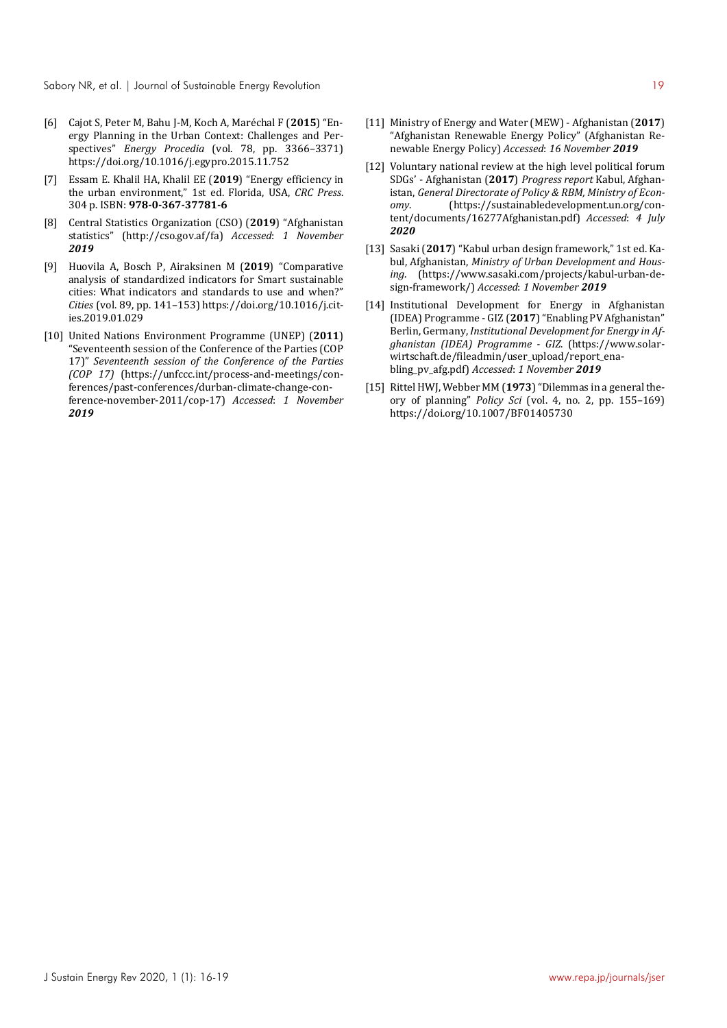[6] Cajot S, Peter M, Bahu J-M, Koch A, Maréchal F (**2015**) "Energy Planning in the Urban Context: Challenges and Perspectives" *Energy Procedia* (vol. 78, pp. 3366–3371) https://doi.org/10.1016/j.egypro.2015.11.752

[7] Essam E. Khalil HA, Khalil EE (**2019**) "Energy efficiency in the urban environment," 1st ed. Florida, USA, *CRC Press*. 304 p. ISBN: **978-0-367-37781-6**

[8] Central Statistics Organization (CSO) (**2019**) "Afghanistan statistics" (http://cso.gov.af/fa) *Accessed*: *1 November **2019***

[9] Huovila A, Bosch P, Airaksinen M (**2019**) "Comparative analysis of standardized indicators for Smart sustainable cities: What indicators and standards to use and when?" *Cities* (vol. 89, pp. 141–153) https://doi.org/10.1016/j.cities.2019.01.029

[10] United Nations Environment Programme (UNEP) (**2011**) "Seventeenth session of the Conference of the Parties (COP 17)" *Seventeenth session of the Conference of the Parties (COP 17)* (https://unfccc.int/process-and-meetings/conferences/past-conferences/durban-climate-change-conference-november-2011/cop-17) *Accessed*: *1 November **2019***

[11] Ministry of Energy and Water (MEW) - Afghanistan (**2017**) "Afghanistan Renewable Energy Policy" (Afghanistan Renewable Energy Policy) *Accessed*: *16 November **2019***

[12] Voluntary national review at the high level political forum SDGs' - Afghanistan (**2017**) *Progress report* Kabul, Afghanistan, *General Directorate of Policy & RBM, Ministry of Economy*. (https://sustainabledevelopment.un.org/content/documents/16277Afghanistan.pdf) *Accessed*: *4 July **2020***

[13] Sasaki (**2017**) "Kabul urban design framework," 1st ed. Kabul, Afghanistan, *Ministry of Urban Development and Housing*. (https://www.sasaki.com/projects/kabul-urban-design-framework/) *Accessed*: *1 November **2019***

[14] Institutional Development for Energy in Afghanistan (IDEA) Programme - GIZ (**2017**) "Enabling PV Afghanistan" Berlin, Germany, *Institutional Development for Energy in Afghanistan (IDEA) Programme - GIZ*. (https://www.solarwirtschaft.de/fileadmin/user_upload/report_enabling_pv_afg.pdf) *Accessed*: *1 November **2019***

[15] Rittel HWJ, Webber MM (**1973**) "Dilemmas in a general theory of planning" *Policy Sci* (vol. 4, no. 2, pp. 155–169) https://doi.org/10.1007/BF01405730